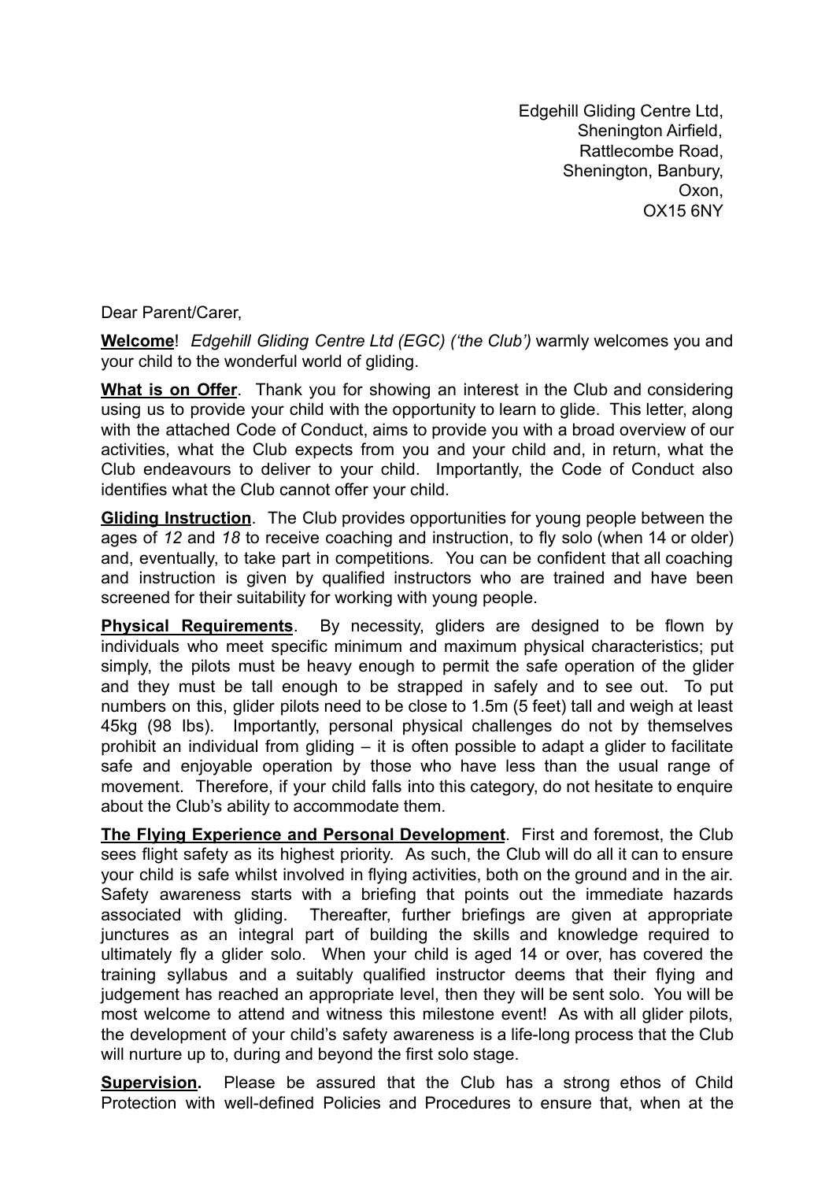Edgehill Gliding Centre Ltd,
Shenington Airfield,
Rattlecombe Road,
Shenington, Banbury,
Oxon,
OX15 6NY

Dear Parent/Carer,

**Welcome**! *Edgehill Gliding Centre Ltd (EGC) ('the Club')* warmly welcomes you and your child to the wonderful world of gliding.

**What is on Offer**. Thank you for showing an interest in the Club and considering using us to provide your child with the opportunity to learn to glide. This letter, along with the attached Code of Conduct, aims to provide you with a broad overview of our activities, what the Club expects from you and your child and, in return, what the Club endeavours to deliver to your child. Importantly, the Code of Conduct also identifies what the Club cannot offer your child.

**Gliding Instruction**. The Club provides opportunities for young people between the ages of *12* and *18* to receive coaching and instruction, to fly solo (when 14 or older) and, eventually, to take part in competitions*.* You can be confident that all coaching and instruction is given by qualified instructors who are trained and have been screened for their suitability for working with young people.

**Physical Requirements**. By necessity, gliders are designed to be flown by individuals who meet specific minimum and maximum physical characteristics; put simply, the pilots must be heavy enough to permit the safe operation of the glider and they must be tall enough to be strapped in safely and to see out. To put numbers on this, glider pilots need to be close to 1.5m (5 feet) tall and weigh at least 45kg (98 lbs). Importantly, personal physical challenges do not by themselves prohibit an individual from gliding – it is often possible to adapt a glider to facilitate safe and enjoyable operation by those who have less than the usual range of movement. Therefore, if your child falls into this category, do not hesitate to enquire about the Club's ability to accommodate them.

**The Flying Experience and Personal Development**. First and foremost, the Club sees flight safety as its highest priority. As such, the Club will do all it can to ensure your child is safe whilst involved in flying activities, both on the ground and in the air. Safety awareness starts with a briefing that points out the immediate hazards associated with gliding. Thereafter, further briefings are given at appropriate junctures as an integral part of building the skills and knowledge required to ultimately fly a glider solo. When your child is aged 14 or over, has covered the training syllabus and a suitably qualified instructor deems that their flying and judgement has reached an appropriate level, then they will be sent solo. You will be most welcome to attend and witness this milestone event! As with all glider pilots, the development of your child's safety awareness is a life-long process that the Club will nurture up to, during and beyond the first solo stage.

**Supervision.** Please be assured that the Club has a strong ethos of Child Protection with well-defined Policies and Procedures to ensure that, when at the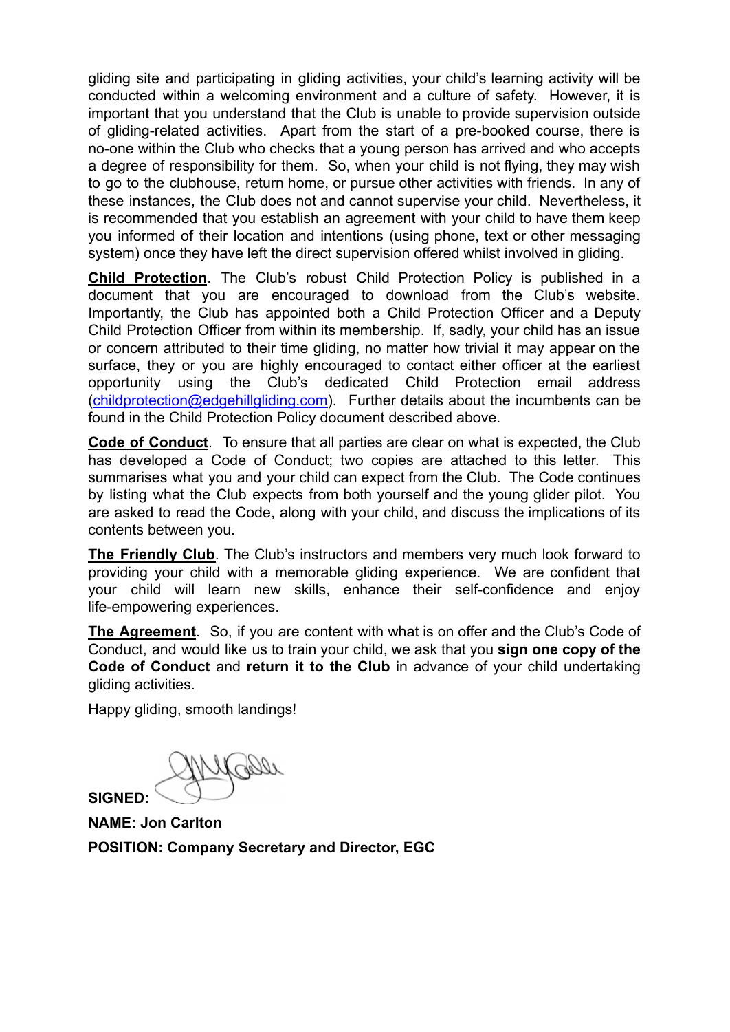gliding site and participating in gliding activities, your child's learning activity will be conducted within a welcoming environment and a culture of safety. However, it is important that you understand that the Club is unable to provide supervision outside of gliding-related activities. Apart from the start of a pre-booked course, there is no-one within the Club who checks that a young person has arrived and who accepts a degree of responsibility for them. So, when your child is not flying, they may wish to go to the clubhouse, return home, or pursue other activities with friends. In any of these instances, the Club does not and cannot supervise your child. Nevertheless, it is recommended that you establish an agreement with your child to have them keep you informed of their location and intentions (using phone, text or other messaging system) once they have left the direct supervision offered whilst involved in gliding.

**Child Protection**. The Club's robust Child Protection Policy is published in a document that you are encouraged to download from the Club's website. Importantly, the Club has appointed both a Child Protection Officer and a Deputy Child Protection Officer from within its membership. If, sadly, your child has an issue or concern attributed to their time gliding, no matter how trivial it may appear on the surface, they or you are highly encouraged to contact either officer at the earliest opportunity using the Club's dedicated Child Protection email address (childprotection@edgehillgliding.com). Further details about the incumbents can be found in the Child Protection Policy document described above.

**Code of Conduct**. To ensure that all parties are clear on what is expected, the Club has developed a Code of Conduct; two copies are attached to this letter. This summarises what you and your child can expect from the Club. The Code continues by listing what the Club expects from both yourself and the young glider pilot. You are asked to read the Code, along with your child, and discuss the implications of its contents between you.

**The Friendly Club**. The Club's instructors and members very much look forward to providing your child with a memorable gliding experience. We are confident that your child will learn new skills, enhance their self-confidence and enjoy life-empowering experiences.

**The Agreement**. So, if you are content with what is on offer and the Club's Code of Conduct, and would like us to train your child, we ask that you **sign one copy of the Code of Conduct** and **return it to the Club** in advance of your child undertaking gliding activities.

Happy gliding, smooth landings!

**SIGNED:**

**NAME: Jon Carlton**

**POSITION: Company Secretary and Director, EGC**